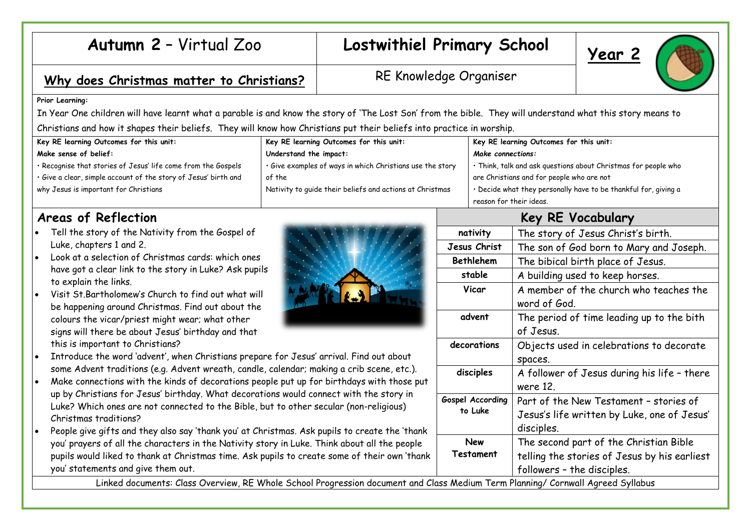# Autumn 2 – Virtual Zoo

# Lostwithiel Primary School

## Year 2

## Why does Christmas matter to Christians?

RE Knowledge Organiser

**Prior Learning:**

In Year One children will have learnt what a parable is and know the story of 'The Lost Son' from the bible. They will understand what this story means to Christians and how it shapes their beliefs. They will know how Christians put their beliefs into practice in worship.

| Key RE learning Outcomes for this unit: **Make sense of belief:** | Key RE learning Outcomes for this unit: **Understand the impact:** | Key RE learning Outcomes for this unit: ***Make connections:*** |
|---|---|---|
| • Recognise that stories of Jesus' life come from the Gospels<br>• Give a clear, simple account of the story of Jesus' birth and why Jesus is important for Christians | • Give examples of ways in which Christians use the story of the Nativity to guide their beliefs and actions at Christmas | • Think, talk and ask questions about Christmas for people who are Christians and for people who are not<br>• Decide what they personally have to be thankful for, giving a reason for their ideas. |

## Areas of Reflection

- Tell the story of the Nativity from the Gospel of Luke, chapters 1 and 2.
- Look at a selection of Christmas cards: which ones have got a clear link to the story in Luke? Ask pupils to explain the links.
- Visit St.Bartholomew's Church to find out what will be happening around Christmas. Find out about the colours the vicar/priest might wear; what other signs will there be about Jesus' birthday and that this is important to Christians?
- Introduce the word 'advent', when Christians prepare for Jesus' arrival. Find out about some Advent traditions (e.g. Advent wreath, candle, calendar; making a crib scene, etc.).
- Make connections with the kinds of decorations people put up for birthdays with those put up by Christians for Jesus' birthday. What decorations would connect with the story in Luke? Which ones are not connected to the Bible, but to other secular (non-religious) Christmas traditions?
- People give gifts and they also say 'thank you' at Christmas. Ask pupils to create the 'thank you' prayers of all the characters in the Nativity story in Luke. Think about all the people pupils would liked to thank at Christmas time. Ask pupils to create some of their own 'thank you' statements and give them out.

## Key RE Vocabulary

| Word | Meaning |
|---|---|
| **nativity** | The story of Jesus Christ's birth. |
| **Jesus Christ** | The son of God born to Mary and Joseph. |
| **Bethlehem** | The bibical birth place of Jesus. |
| **stable** | A building used to keep horses. |
| **Vicar** | A member of the church who teaches the word of God. |
| **advent** | The period of time leading up to the bith of Jesus. |
| **decorations** | Objects used in celebrations to decorate spaces. |
| **disciples** | A follower of Jesus during his life – there were 12. |
| **Gospel According to Luke** | Part of the New Testament – stories of Jesus's life written by Luke, one of Jesus' disciples. |
| **New Testament** | The second part of the Christian Bible telling the stories of Jesus by his earliest followers – the disciples. |

Linked documents: Class Overview, RE Whole School Progression document and Class Medium Term Planning/ Cornwall Agreed Syllabus